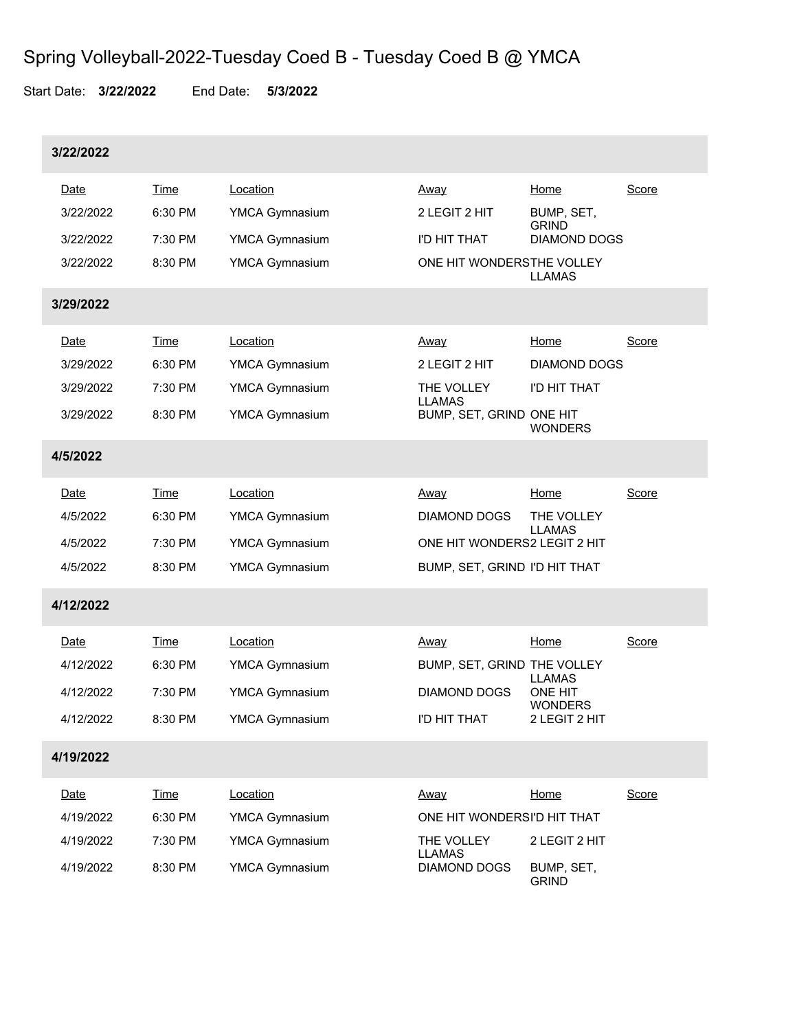# Spring Volleyball-2022-Tuesday Coed B - Tuesday Coed B @ YMCA

Start Date: **3/22/2022** End Date: **5/3/2022**

### 3/22/2022

| Date | Time | Location | Away | Home | Score |
|---|---|---|---|---|---|
| 3/22/2022 | 6:30 PM | YMCA Gymnasium | 2 LEGIT 2 HIT | BUMP, SET, GRIND | |
| 3/22/2022 | 7:30 PM | YMCA Gymnasium | I'D HIT THAT | DIAMOND DOGS | |
| 3/22/2022 | 8:30 PM | YMCA Gymnasium | ONE HIT WONDERS | THE VOLLEY LLAMAS | |

### 3/29/2022

| Date | Time | Location | Away | Home | Score |
|---|---|---|---|---|---|
| 3/29/2022 | 6:30 PM | YMCA Gymnasium | 2 LEGIT 2 HIT | DIAMOND DOGS | |
| 3/29/2022 | 7:30 PM | YMCA Gymnasium | THE VOLLEY LLAMAS | I'D HIT THAT | |
| 3/29/2022 | 8:30 PM | YMCA Gymnasium | BUMP, SET, GRIND | ONE HIT WONDERS | |

### 4/5/2022

| Date | Time | Location | Away | Home | Score |
|---|---|---|---|---|---|
| 4/5/2022 | 6:30 PM | YMCA Gymnasium | DIAMOND DOGS | THE VOLLEY LLAMAS | |
| 4/5/2022 | 7:30 PM | YMCA Gymnasium | ONE HIT WONDERS | 2 LEGIT 2 HIT | |
| 4/5/2022 | 8:30 PM | YMCA Gymnasium | BUMP, SET, GRIND | I'D HIT THAT | |

### 4/12/2022

| Date | Time | Location | Away | Home | Score |
|---|---|---|---|---|---|
| 4/12/2022 | 6:30 PM | YMCA Gymnasium | BUMP, SET, GRIND | THE VOLLEY LLAMAS | |
| 4/12/2022 | 7:30 PM | YMCA Gymnasium | DIAMOND DOGS | ONE HIT WONDERS | |
| 4/12/2022 | 8:30 PM | YMCA Gymnasium | I'D HIT THAT | 2 LEGIT 2 HIT | |

### 4/19/2022

| Date | Time | Location | Away | Home | Score |
|---|---|---|---|---|---|
| 4/19/2022 | 6:30 PM | YMCA Gymnasium | ONE HIT WONDERS | I'D HIT THAT | |
| 4/19/2022 | 7:30 PM | YMCA Gymnasium | THE VOLLEY LLAMAS | 2 LEGIT 2 HIT | |
| 4/19/2022 | 8:30 PM | YMCA Gymnasium | DIAMOND DOGS | BUMP, SET, GRIND | |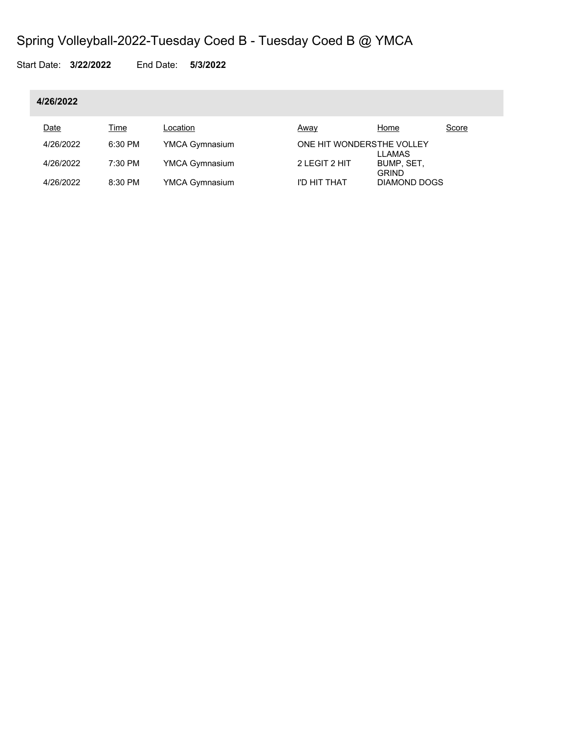# Spring Volleyball-2022-Tuesday Coed B - Tuesday Coed B @ YMCA

Start Date: **3/22/2022** End Date: **5/3/2022**

## 4/26/2022

| Date | Time | Location | Away | Home | Score |
|---|---|---|---|---|---|
| 4/26/2022 | 6:30 PM | YMCA Gymnasium | ONE HIT WONDERS | THE VOLLEY LLAMAS | |
| 4/26/2022 | 7:30 PM | YMCA Gymnasium | 2 LEGIT 2 HIT | BUMP, SET, GRIND | |
| 4/26/2022 | 8:30 PM | YMCA Gymnasium | I'D HIT THAT | DIAMOND DOGS | |